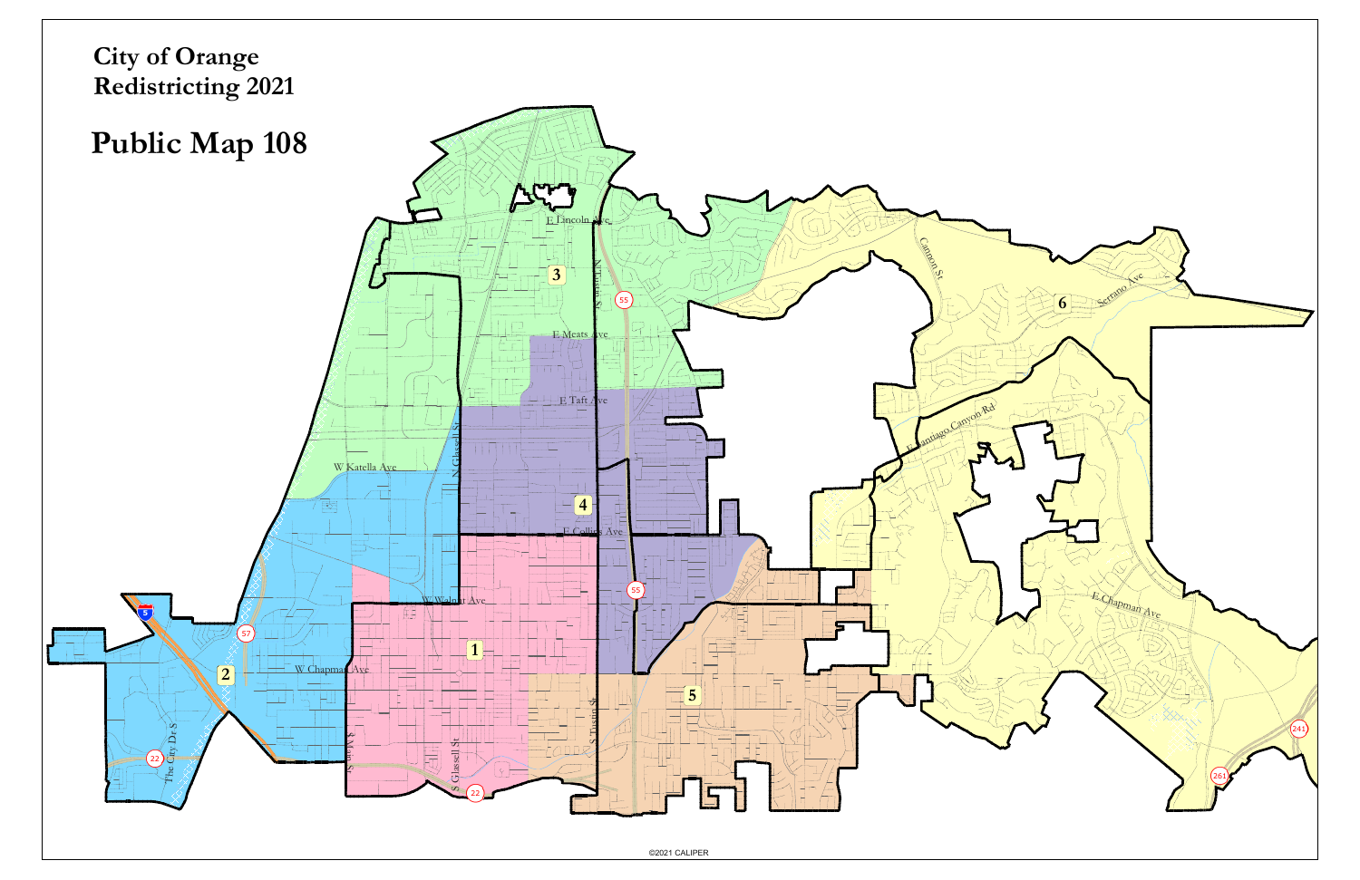# City of Orange
# Redistricting 2021

# Public Map 108

©2021 CALIPER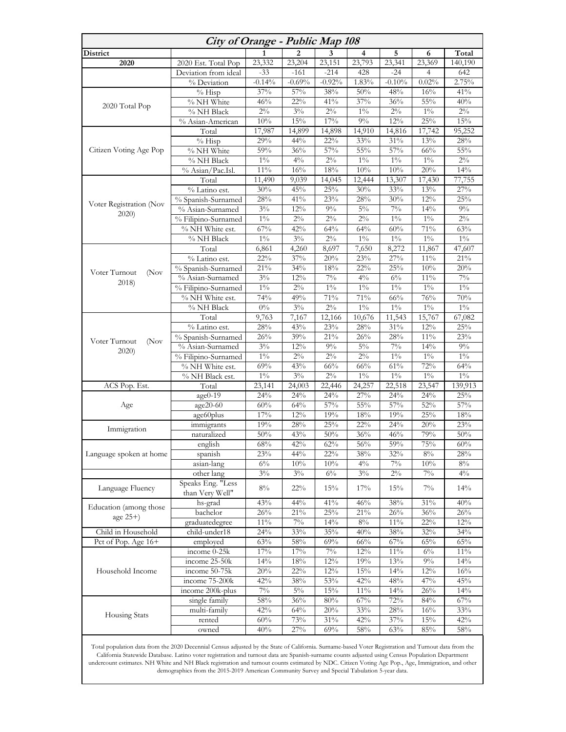# City of Orange - Public Map 108

| District | | 1 | 2 | 3 | 4 | 5 | 6 | Total |
|---|---|---|---|---|---|---|---|---|
| 2020 | 2020 Est. Total Pop | 23,332 | 23,204 | 23,151 | 23,793 | 23,341 | 23,369 | 140,190 |
| | Deviation from ideal | -33 | -161 | -214 | 428 | -24 | 4 | 642 |
| | % Deviation | -0.14% | -0.69% | -0.92% | 1.83% | -0.10% | 0.02% | 2.75% |
| 2020 Total Pop | % Hisp | 37% | 57% | 38% | 50% | 48% | 16% | 41% |
| | % NH White | 46% | 22% | 41% | 37% | 36% | 55% | 40% |
| | % NH Black | 2% | 3% | 2% | 1% | 2% | 1% | 2% |
| | % Asian-American | 10% | 15% | 17% | 9% | 12% | 25% | 15% |
| Citizen Voting Age Pop | Total | 17,987 | 14,899 | 14,898 | 14,910 | 14,816 | 17,742 | 95,252 |
| | % Hisp | 29% | 44% | 22% | 33% | 31% | 13% | 28% |
| | % NH White | 59% | 36% | 57% | 55% | 57% | 66% | 55% |
| | % NH Black | 1% | 4% | 2% | 1% | 1% | 1% | 2% |
| | % Asian/Pac.Isl. | 11% | 16% | 18% | 10% | 10% | 20% | 14% |
| Voter Registration (Nov 2020) | Total | 11,490 | 9,039 | 14,045 | 12,444 | 13,307 | 17,430 | 77,755 |
| | % Latino est. | 30% | 45% | 25% | 30% | 33% | 13% | 27% |
| | % Spanish-Surnamed | 28% | 41% | 23% | 28% | 30% | 12% | 25% |
| | % Asian-Surnamed | 3% | 12% | 9% | 5% | 7% | 14% | 9% |
| | % Filipino-Surnamed | 1% | 2% | 2% | 2% | 1% | 1% | 2% |
| | % NH White est. | 67% | 42% | 64% | 64% | 60% | 71% | 63% |
| | % NH Black | 1% | 3% | 2% | 1% | 1% | 1% | 1% |
| Voter Turnout (Nov 2018) | Total | 6,861 | 4,260 | 8,697 | 7,650 | 8,272 | 11,867 | 47,607 |
| | % Latino est. | 22% | 37% | 20% | 23% | 27% | 11% | 21% |
| | % Spanish-Surnamed | 21% | 34% | 18% | 22% | 25% | 10% | 20% |
| | % Asian-Surnamed | 3% | 12% | 7% | 4% | 6% | 11% | 7% |
| | % Filipino-Surnamed | 1% | 2% | 1% | 1% | 1% | 1% | 1% |
| | % NH White est. | 74% | 49% | 71% | 71% | 66% | 76% | 70% |
| | % NH Black | 0% | 3% | 2% | 1% | 1% | 1% | 1% |
| Voter Turnout (Nov 2020) | Total | 9,763 | 7,167 | 12,166 | 10,676 | 11,543 | 15,767 | 67,082 |
| | % Latino est. | 28% | 43% | 23% | 28% | 31% | 12% | 25% |
| | % Spanish-Surnamed | 26% | 39% | 21% | 26% | 28% | 11% | 23% |
| | % Asian-Surnamed | 3% | 12% | 9% | 5% | 7% | 14% | 9% |
| | % Filipino-Surnamed | 1% | 2% | 2% | 2% | 1% | 1% | 1% |
| | % NH White est. | 69% | 43% | 66% | 66% | 61% | 72% | 64% |
| | % NH Black est. | 1% | 3% | 2% | 1% | 1% | 1% | 1% |
| ACS Pop. Est. | Total | 23,141 | 24,003 | 22,446 | 24,257 | 22,518 | 23,547 | 139,913 |
| Age | age0-19 | 24% | 24% | 24% | 27% | 24% | 24% | 25% |
| | age20-60 | 60% | 64% | 57% | 55% | 57% | 52% | 57% |
| | age60plus | 17% | 12% | 19% | 18% | 19% | 25% | 18% |
| Immigration | immigrants | 19% | 28% | 25% | 22% | 24% | 20% | 23% |
| | naturalized | 50% | 43% | 50% | 36% | 46% | 79% | 50% |
| Language spoken at home | english | 68% | 42% | 62% | 56% | 59% | 75% | 60% |
| | spanish | 23% | 44% | 22% | 38% | 32% | 8% | 28% |
| | asian-lang | 6% | 10% | 10% | 4% | 7% | 10% | 8% |
| | other lang | 3% | 3% | 6% | 3% | 2% | 7% | 4% |
| Language Fluency | Speaks Eng. "Less than Very Well" | 8% | 22% | 15% | 17% | 15% | 7% | 14% |
| Education (among those age 25+) | hs-grad | 43% | 44% | 41% | 46% | 38% | 31% | 40% |
| | bachelor | 26% | 21% | 25% | 21% | 26% | 36% | 26% |
| | graduatedegree | 11% | 7% | 14% | 8% | 11% | 22% | 12% |
| Child in Household | child-under18 | 24% | 33% | 35% | 40% | 38% | 32% | 34% |
| Pct of Pop. Age 16+ | employed | 63% | 58% | 69% | 66% | 67% | 65% | 65% |
| Household Income | income 0-25k | 17% | 17% | 7% | 12% | 11% | 6% | 11% |
| | income 25-50k | 14% | 18% | 12% | 19% | 13% | 9% | 14% |
| | income 50-75k | 20% | 22% | 12% | 15% | 14% | 12% | 16% |
| | income 75-200k | 42% | 38% | 53% | 42% | 48% | 47% | 45% |
| | income 200k-plus | 7% | 5% | 15% | 11% | 14% | 26% | 14% |
| Housing Stats | single family | 58% | 36% | 80% | 67% | 72% | 84% | 67% |
| | multi-family | 42% | 64% | 20% | 33% | 28% | 16% | 33% |
| | rented | 60% | 73% | 31% | 42% | 37% | 15% | 42% |
| | owned | 40% | 27% | 69% | 58% | 63% | 85% | 58% |

Total population data from the 2020 Decennial Census adjusted by the State of California. Surname-based Voter Registration and Turnout data from the California Statewide Database. Latino voter registration and turnout data are Spanish-surname counts adjusted using Census Population Department undercount estimates. NH White and NH Black registration and turnout counts estimated by NDC. Citizen Voting Age Pop., Age, Immigration, and other demographics from the 2015-2019 American Community Survey and Special Tabulation 5-year data.